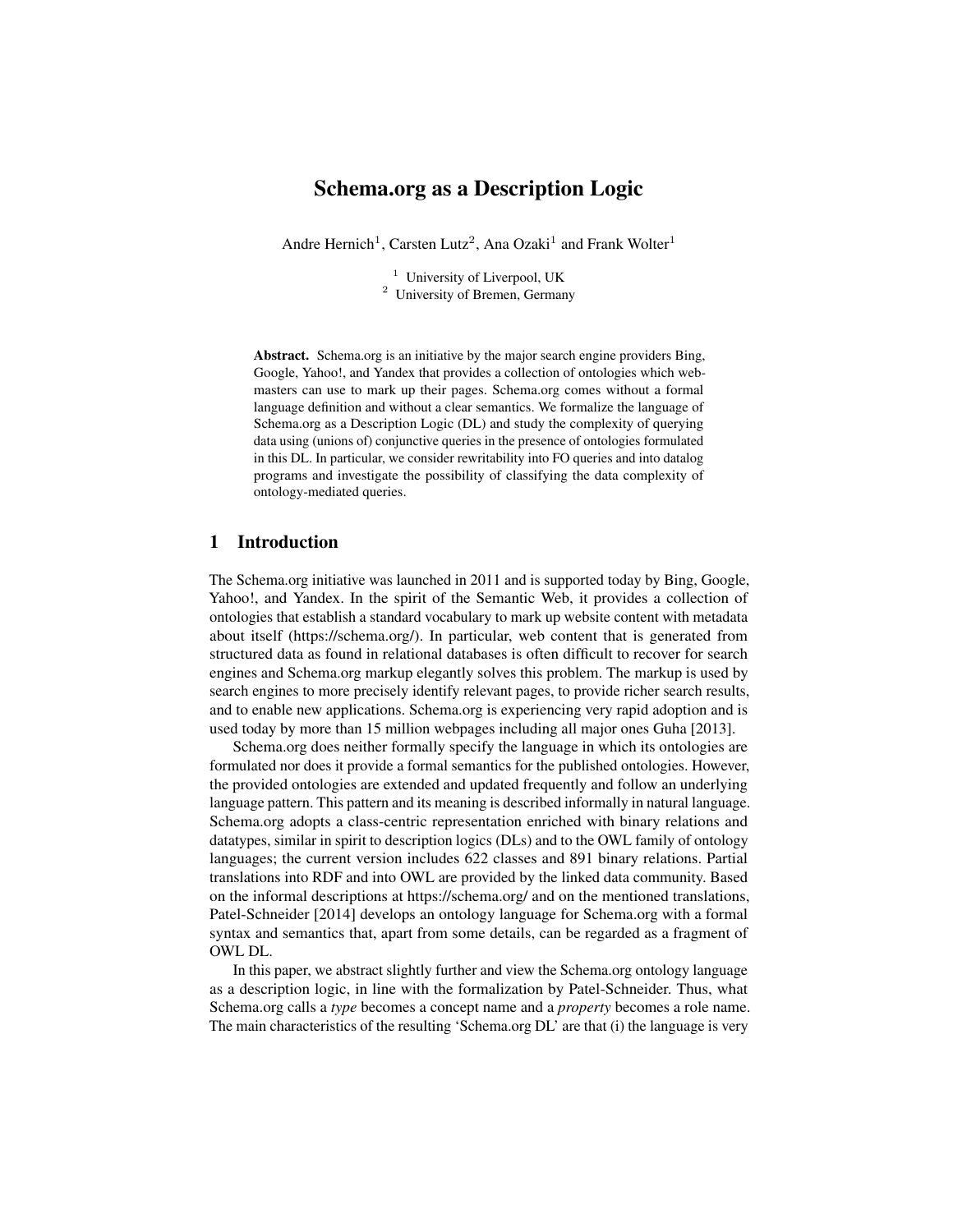# Schema.org as a Description Logic

Andre Hernich[1], Carsten Lutz[2], Ana Ozaki[1] and Frank Wolter[1]

[1] University of Liverpool, UK
[2] University of Bremen, Germany

**Abstract.** Schema.org is an initiative by the major search engine providers Bing, Google, Yahoo!, and Yandex that provides a collection of ontologies which webmasters can use to mark up their pages. Schema.org comes without a formal language definition and without a clear semantics. We formalize the language of Schema.org as a Description Logic (DL) and study the complexity of querying data using (unions of) conjunctive queries in the presence of ontologies formulated in this DL. In particular, we consider rewritability into FO queries and into datalog programs and investigate the possibility of classifying the data complexity of ontology-mediated queries.

## 1 Introduction

The Schema.org initiative was launched in 2011 and is supported today by Bing, Google, Yahoo!, and Yandex. In the spirit of the Semantic Web, it provides a collection of ontologies that establish a standard vocabulary to mark up website content with metadata about itself (https://schema.org/). In particular, web content that is generated from structured data as found in relational databases is often difficult to recover for search engines and Schema.org markup elegantly solves this problem. The markup is used by search engines to more precisely identify relevant pages, to provide richer search results, and to enable new applications. Schema.org is experiencing very rapid adoption and is used today by more than 15 million webpages including all major ones Guha [2013].

Schema.org does neither formally specify the language in which its ontologies are formulated nor does it provide a formal semantics for the published ontologies. However, the provided ontologies are extended and updated frequently and follow an underlying language pattern. This pattern and its meaning is described informally in natural language. Schema.org adopts a class-centric representation enriched with binary relations and datatypes, similar in spirit to description logics (DLs) and to the OWL family of ontology languages; the current version includes 622 classes and 891 binary relations. Partial translations into RDF and into OWL are provided by the linked data community. Based on the informal descriptions at https://schema.org/ and on the mentioned translations, Patel-Schneider [2014] develops an ontology language for Schema.org with a formal syntax and semantics that, apart from some details, can be regarded as a fragment of OWL DL.

In this paper, we abstract slightly further and view the Schema.org ontology language as a description logic, in line with the formalization by Patel-Schneider. Thus, what Schema.org calls a *type* becomes a concept name and a *property* becomes a role name. The main characteristics of the resulting 'Schema.org DL' are that (i) the language is very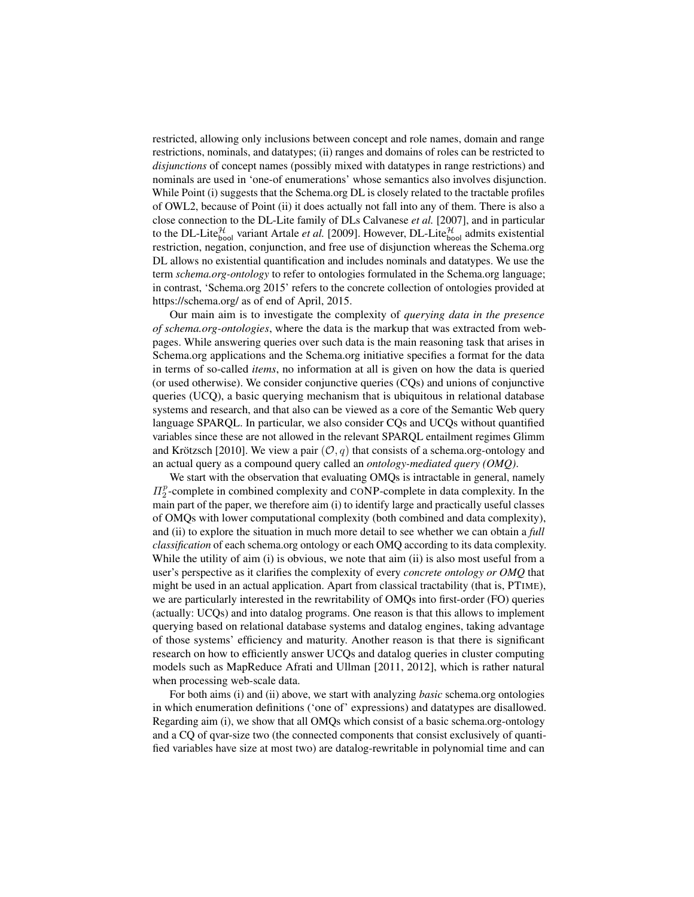restricted, allowing only inclusions between concept and role names, domain and range restrictions, nominals, and datatypes; (ii) ranges and domains of roles can be restricted to *disjunctions* of concept names (possibly mixed with datatypes in range restrictions) and nominals are used in 'one-of enumerations' whose semantics also involves disjunction. While Point (i) suggests that the Schema.org DL is closely related to the tractable profiles of OWL2, because of Point (ii) it does actually not fall into any of them. There is also a close connection to the DL-Lite family of DLs Calvanese *et al.* [2007], and in particular to the DL-Lite$^{\mathcal{H}}_{\mathsf{bool}}$ variant Artale *et al.* [2009]. However, DL-Lite$^{\mathcal{H}}_{\mathsf{bool}}$ admits existential restriction, negation, conjunction, and free use of disjunction whereas the Schema.org DL allows no existential quantification and includes nominals and datatypes. We use the term *schema.org-ontology* to refer to ontologies formulated in the Schema.org language; in contrast, 'Schema.org 2015' refers to the concrete collection of ontologies provided at https://schema.org/ as of end of April, 2015.

Our main aim is to investigate the complexity of *querying data in the presence of schema.org-ontologies*, where the data is the markup that was extracted from webpages. While answering queries over such data is the main reasoning task that arises in Schema.org applications and the Schema.org initiative specifies a format for the data in terms of so-called *items*, no information at all is given on how the data is queried (or used otherwise). We consider conjunctive queries (CQs) and unions of conjunctive queries (UCQ), a basic querying mechanism that is ubiquitous in relational database systems and research, and that also can be viewed as a core of the Semantic Web query language SPARQL. In particular, we also consider CQs and UCQs without quantified variables since these are not allowed in the relevant SPARQL entailment regimes Glimm and Krötzsch [2010]. We view a pair $(\mathcal{O}, q)$ that consists of a schema.org-ontology and an actual query as a compound query called an *ontology-mediated query (OMQ)*.

We start with the observation that evaluating OMQs is intractable in general, namely $\Pi^p_2$-complete in combined complexity and CONP-complete in data complexity. In the main part of the paper, we therefore aim (i) to identify large and practically useful classes of OMQs with lower computational complexity (both combined and data complexity), and (ii) to explore the situation in much more detail to see whether we can obtain a *full classification* of each schema.org ontology or each OMQ according to its data complexity. While the utility of aim (i) is obvious, we note that aim (ii) is also most useful from a user's perspective as it clarifies the complexity of every *concrete ontology or OMQ* that might be used in an actual application. Apart from classical tractability (that is, PTIME), we are particularly interested in the rewritability of OMQs into first-order (FO) queries (actually: UCQs) and into datalog programs. One reason is that this allows to implement querying based on relational database systems and datalog engines, taking advantage of those systems' efficiency and maturity. Another reason is that there is significant research on how to efficiently answer UCQs and datalog queries in cluster computing models such as MapReduce Afrati and Ullman [2011, 2012], which is rather natural when processing web-scale data.

For both aims (i) and (ii) above, we start with analyzing *basic* schema.org ontologies in which enumeration definitions ('one of' expressions) and datatypes are disallowed. Regarding aim (i), we show that all OMQs which consist of a basic schema.org-ontology and a CQ of qvar-size two (the connected components that consist exclusively of quantified variables have size at most two) are datalog-rewritable in polynomial time and can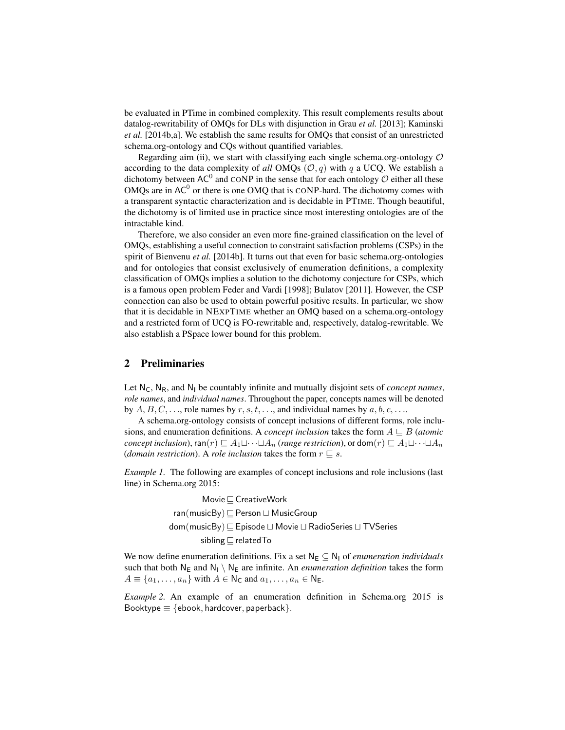be evaluated in PTime in combined complexity. This result complements results about datalog-rewritability of OMQs for DLs with disjunction in Grau *et al.* [2013]; Kaminski *et al.* [2014b,a]. We establish the same results for OMQs that consist of an unrestricted schema.org-ontology and CQs without quantified variables.

Regarding aim (ii), we start with classifying each single schema.org-ontology $\mathcal{O}$ according to the data complexity of *all* OMQs $(\mathcal{O}, q)$ with $q$ a UCQ. We establish a dichotomy between $\mathsf{AC}^0$ and coNP in the sense that for each ontology $\mathcal{O}$ either all these OMQs are in $\mathsf{AC}^0$ or there is one OMQ that is coNP-hard. The dichotomy comes with a transparent syntactic characterization and is decidable in PTIME. Though beautiful, the dichotomy is of limited use in practice since most interesting ontologies are of the intractable kind.

Therefore, we also consider an even more fine-grained classification on the level of OMQs, establishing a useful connection to constraint satisfaction problems (CSPs) in the spirit of Bienvenu *et al.* [2014b]. It turns out that even for basic schema.org-ontologies and for ontologies that consist exclusively of enumeration definitions, a complexity classification of OMQs implies a solution to the dichotomy conjecture for CSPs, which is a famous open problem Feder and Vardi [1998]; Bulatov [2011]. However, the CSP connection can also be used to obtain powerful positive results. In particular, we show that it is decidable in NEXPTIME whether an OMQ based on a schema.org-ontology and a restricted form of UCQ is FO-rewritable and, respectively, datalog-rewritable. We also establish a PSpace lower bound for this problem.

## 2 Preliminaries

Let $\mathsf{N_C}$, $\mathsf{N_R}$, and $\mathsf{N_I}$ be countably infinite and mutually disjoint sets of *concept names*, *role names*, and *individual names*. Throughout the paper, concepts names will be denoted by $A, B, C, \ldots$, role names by $r, s, t, \ldots$, and individual names by $a, b, c, \ldots$.

A schema.org-ontology consists of concept inclusions of different forms, role inclusions, and enumeration definitions. A *concept inclusion* takes the form $A \sqsubseteq B$ (*atomic concept inclusion*), $\mathsf{ran}(r) \sqsubseteq A_1 \sqcup \cdots \sqcup A_n$ (*range restriction*), or $\mathsf{dom}(r) \sqsubseteq A_1 \sqcup \cdots \sqcup A_n$ (*domain restriction*). A *role inclusion* takes the form $r \sqsubseteq s$.

*Example 1.* The following are examples of concept inclusions and role inclusions (last line) in Schema.org 2015:

$$\begin{aligned}
\mathsf{Movie} &\sqsubseteq \mathsf{CreativeWork} \\
\mathsf{ran}(\mathsf{musicBy}) &\sqsubseteq \mathsf{Person} \sqcup \mathsf{MusicGroup} \\
\mathsf{dom}(\mathsf{musicBy}) &\sqsubseteq \mathsf{Episode} \sqcup \mathsf{Movie} \sqcup \mathsf{RadioSeries} \sqcup \mathsf{TVSeries} \\
\mathsf{sibling} &\sqsubseteq \mathsf{relatedTo}
\end{aligned}$$

We now define enumeration definitions. Fix a set $\mathsf{N_E} \subseteq \mathsf{N_I}$ of *enumeration individuals* such that both $\mathsf{N_E}$ and $\mathsf{N_I} \setminus \mathsf{N_E}$ are infinite. An *enumeration definition* takes the form $A \equiv \{a_1, \ldots, a_n\}$ with $A \in \mathsf{N_C}$ and $a_1, \ldots, a_n \in \mathsf{N_E}$.

*Example 2.* An example of an enumeration definition in Schema.org 2015 is $\mathsf{Booktype} \equiv \{\mathsf{ebook}, \mathsf{hardcover}, \mathsf{paperback}\}$.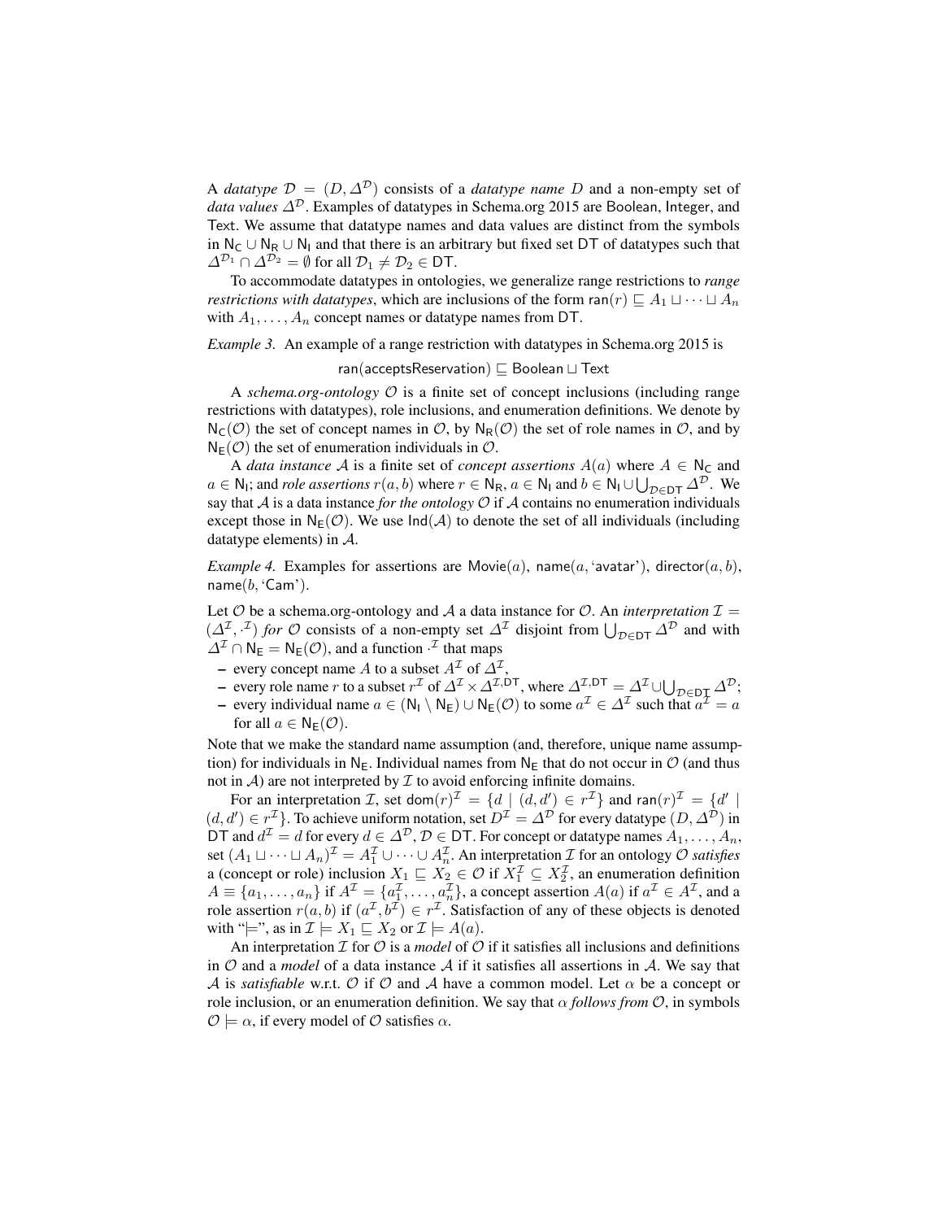A *datatype* $\mathcal{D} = (D, \Delta^{\mathcal{D}})$ consists of a *datatype name* $D$ and a non-empty set of *data values* $\Delta^{\mathcal{D}}$. Examples of datatypes in Schema.org 2015 are Boolean, Integer, and Text. We assume that datatype names and data values are distinct from the symbols in $\mathsf{N_C} \cup \mathsf{N_R} \cup \mathsf{N_I}$ and that there is an arbitrary but fixed set DT of datatypes such that $\Delta^{\mathcal{D}_1} \cap \Delta^{\mathcal{D}_2} = \emptyset$ for all $\mathcal{D}_1 \neq \mathcal{D}_2 \in \mathsf{DT}$.

To accommodate datatypes in ontologies, we generalize range restrictions to *range restrictions with datatypes*, which are inclusions of the form $\mathsf{ran}(r) \sqsubseteq A_1 \sqcup \cdots \sqcup A_n$ with $A_1, \ldots, A_n$ concept names or datatype names from DT.

*Example 3.* An example of a range restriction with datatypes in Schema.org 2015 is

$$\mathsf{ran}(\mathsf{acceptsReservation}) \sqsubseteq \mathsf{Boolean} \sqcup \mathsf{Text}$$

A *schema.org-ontology* $\mathcal{O}$ is a finite set of concept inclusions (including range restrictions with datatypes), role inclusions, and enumeration definitions. We denote by $\mathsf{N_C}(\mathcal{O})$ the set of concept names in $\mathcal{O}$, by $\mathsf{N_R}(\mathcal{O})$ the set of role names in $\mathcal{O}$, and by $\mathsf{N_E}(\mathcal{O})$ the set of enumeration individuals in $\mathcal{O}$.

A *data instance* $\mathcal{A}$ is a finite set of *concept assertions* $A(a)$ where $A \in \mathsf{N_C}$ and $a \in \mathsf{N_I}$; and *role assertions* $r(a, b)$ where $r \in \mathsf{N_R}$, $a \in \mathsf{N_I}$ and $b \in \mathsf{N_I} \cup \bigcup_{\mathcal{D} \in \mathsf{DT}} \Delta^{\mathcal{D}}$. We say that $\mathcal{A}$ is a data instance *for the ontology* $\mathcal{O}$ if $\mathcal{A}$ contains no enumeration individuals except those in $\mathsf{N_E}(\mathcal{O})$. We use $\mathsf{Ind}(\mathcal{A})$ to denote the set of all individuals (including datatype elements) in $\mathcal{A}$.

*Example 4.* Examples for assertions are $\mathsf{Movie}(a)$, $\mathsf{name}(a, \text{'avatar'})$, $\mathsf{director}(a, b)$, $\mathsf{name}(b, \text{'Cam'})$.

Let $\mathcal{O}$ be a schema.org-ontology and $\mathcal{A}$ a data instance for $\mathcal{O}$. An *interpretation* $\mathcal{I} = (\Delta^{\mathcal{I}}, \cdot^{\mathcal{I}})$ *for* $\mathcal{O}$ consists of a non-empty set $\Delta^{\mathcal{I}}$ disjoint from $\bigcup_{\mathcal{D} \in \mathsf{DT}} \Delta^{\mathcal{D}}$ and with $\Delta^{\mathcal{I}} \cap \mathsf{N_E} = \mathsf{N_E}(\mathcal{O})$, and a function $\cdot^{\mathcal{I}}$ that maps

- every concept name $A$ to a subset $A^{\mathcal{I}}$ of $\Delta^{\mathcal{I}}$,
- every role name $r$ to a subset $r^{\mathcal{I}}$ of $\Delta^{\mathcal{I}} \times \Delta^{\mathcal{I},\mathsf{DT}}$, where $\Delta^{\mathcal{I},\mathsf{DT}} = \Delta^{\mathcal{I}} \cup \bigcup_{\mathcal{D} \in \mathsf{DT}} \Delta^{\mathcal{D}}$;
- every individual name $a \in (\mathsf{N_I} \setminus \mathsf{N_E}) \cup \mathsf{N_E}(\mathcal{O})$ to some $a^{\mathcal{I}} \in \Delta^{\mathcal{I}}$ such that $a^{\mathcal{I}} = a$ for all $a \in \mathsf{N_E}(\mathcal{O})$.

Note that we make the standard name assumption (and, therefore, unique name assumption) for individuals in $\mathsf{N_E}$. Individual names from $\mathsf{N_E}$ that do not occur in $\mathcal{O}$ (and thus not in $\mathcal{A}$) are not interpreted by $\mathcal{I}$ to avoid enforcing infinite domains.

For an interpretation $\mathcal{I}$, set $\mathsf{dom}(r)^{\mathcal{I}} = \{d \mid (d, d') \in r^{\mathcal{I}}\}$ and $\mathsf{ran}(r)^{\mathcal{I}} = \{d' \mid (d, d') \in r^{\mathcal{I}}\}$. To achieve uniform notation, set $D^{\mathcal{I}} = \Delta^{\mathcal{D}}$ for every datatype $(D, \Delta^{\mathcal{D}})$ in DT and $d^{\mathcal{I}} = d$ for every $d \in \Delta^{\mathcal{D}}$, $\mathcal{D} \in \mathsf{DT}$. For concept or datatype names $A_1, \ldots, A_n$, set $(A_1 \sqcup \cdots \sqcup A_n)^{\mathcal{I}} = A_1^{\mathcal{I}} \cup \cdots \cup A_n^{\mathcal{I}}$. An interpretation $\mathcal{I}$ for an ontology $\mathcal{O}$ *satisfies* a (concept or role) inclusion $X_1 \sqsubseteq X_2 \in \mathcal{O}$ if $X_1^{\mathcal{I}} \subseteq X_2^{\mathcal{I}}$, an enumeration definition $A \equiv \{a_1, \ldots, a_n\}$ if $A^{\mathcal{I}} = \{a_1^{\mathcal{I}}, \ldots, a_n^{\mathcal{I}}\}$, a concept assertion $A(a)$ if $a^{\mathcal{I}} \in A^{\mathcal{I}}$, and a role assertion $r(a, b)$ if $(a^{\mathcal{I}}, b^{\mathcal{I}}) \in r^{\mathcal{I}}$. Satisfaction of any of these objects is denoted with "$\models$", as in $\mathcal{I} \models X_1 \sqsubseteq X_2$ or $\mathcal{I} \models A(a)$.

An interpretation $\mathcal{I}$ for $\mathcal{O}$ is a *model* of $\mathcal{O}$ if it satisfies all inclusions and definitions in $\mathcal{O}$ and a *model* of a data instance $\mathcal{A}$ if it satisfies all assertions in $\mathcal{A}$. We say that $\mathcal{A}$ is *satisfiable* w.r.t. $\mathcal{O}$ if $\mathcal{O}$ and $\mathcal{A}$ have a common model. Let $\alpha$ be a concept or role inclusion, or an enumeration definition. We say that $\alpha$ *follows from* $\mathcal{O}$, in symbols $\mathcal{O} \models \alpha$, if every model of $\mathcal{O}$ satisfies $\alpha$.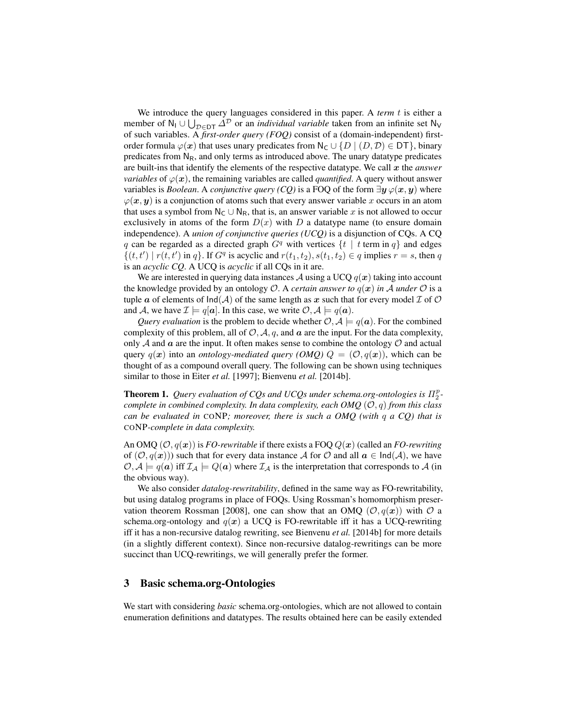We introduce the query languages considered in this paper. A *term* $t$ is either a member of $\mathsf{N_I} \cup \bigcup_{\mathcal{D} \in \mathsf{DT}} \Delta^{\mathcal{D}}$ or an *individual variable* taken from an infinite set $\mathsf{N_V}$ of such variables. A *first-order query (FOQ)* consist of a (domain-independent) first-order formula $\varphi(\boldsymbol{x})$ that uses unary predicates from $\mathsf{N_C} \cup \{D \mid (D, \mathcal{D}) \in \mathsf{DT}\}$, binary predicates from $\mathsf{N_R}$, and only terms as introduced above. The unary datatype predicates are built-ins that identify the elements of the respective datatype. We call $\boldsymbol{x}$ the *answer variables* of $\varphi(\boldsymbol{x})$, the remaining variables are called *quantified*. A query without answer variables is *Boolean*. A *conjunctive query (CQ)* is a FOQ of the form $\exists \boldsymbol{y}\, \varphi(\boldsymbol{x}, \boldsymbol{y})$ where $\varphi(\boldsymbol{x}, \boldsymbol{y})$ is a conjunction of atoms such that every answer variable $x$ occurs in an atom that uses a symbol from $\mathsf{N_C} \cup \mathsf{N_R}$, that is, an answer variable $x$ is not allowed to occur exclusively in atoms of the form $D(x)$ with $D$ a datatype name (to ensure domain independence). A *union of conjunctive queries (UCQ)* is a disjunction of CQs. A CQ $q$ can be regarded as a directed graph $G^q$ with vertices $\{t \mid t \text{ term in } q\}$ and edges $\{(t, t') \mid r(t, t') \text{ in } q\}$. If $G^q$ is acyclic and $r(t_1, t_2), s(t_1, t_2) \in q$ implies $r = s$, then $q$ is an *acyclic CQ*. A UCQ is *acyclic* if all CQs in it are.

We are interested in querying data instances $\mathcal{A}$ using a UCQ $q(\boldsymbol{x})$ taking into account the knowledge provided by an ontology $\mathcal{O}$. A *certain answer to* $q(\boldsymbol{x})$ *in* $\mathcal{A}$ *under* $\mathcal{O}$ is a tuple $\boldsymbol{a}$ of elements of $\mathsf{Ind}(\mathcal{A})$ of the same length as $\boldsymbol{x}$ such that for every model $\mathcal{I}$ of $\mathcal{O}$ and $\mathcal{A}$, we have $\mathcal{I} \models q[\boldsymbol{a}]$. In this case, we write $\mathcal{O}, \mathcal{A} \models q(\boldsymbol{a})$.

*Query evaluation* is the problem to decide whether $\mathcal{O}, \mathcal{A} \models q(\boldsymbol{a})$. For the combined complexity of this problem, all of $\mathcal{O}, \mathcal{A}, q$, and $\boldsymbol{a}$ are the input. For the data complexity, only $\mathcal{A}$ and $\boldsymbol{a}$ are the input. It often makes sense to combine the ontology $\mathcal{O}$ and actual query $q(\boldsymbol{x})$ into an *ontology-mediated query (OMQ)* $Q = (\mathcal{O}, q(\boldsymbol{x}))$, which can be thought of as a compound overall query. The following can be shown using techniques similar to those in Eiter *et al.* [1997]; Bienvenu *et al.* [2014b].

**Theorem 1.** *Query evaluation of CQs and UCQs under schema.org-ontologies is $\Pi^p_2$-complete in combined complexity. In data complexity, each OMQ $(\mathcal{O}, q)$ from this class can be evaluated in* coNP*; moreover, there is such a OMQ (with $q$ a CQ) that is* coNP*-complete in data complexity.*

An OMQ $(\mathcal{O}, q(\boldsymbol{x}))$ is *FO-rewritable* if there exists a FOQ $Q(\boldsymbol{x})$ (called an *FO-rewriting* of $(\mathcal{O}, q(\boldsymbol{x}))$) such that for every data instance $\mathcal{A}$ for $\mathcal{O}$ and all $\boldsymbol{a} \in \mathsf{Ind}(\mathcal{A})$, we have $\mathcal{O}, \mathcal{A} \models q(\boldsymbol{a})$ iff $\mathcal{I}_{\mathcal{A}} \models Q(\boldsymbol{a})$ where $\mathcal{I}_{\mathcal{A}}$ is the interpretation that corresponds to $\mathcal{A}$ (in the obvious way).

We also consider *datalog-rewritability*, defined in the same way as FO-rewritability, but using datalog programs in place of FOQs. Using Rossman's homomorphism preservation theorem Rossman [2008], one can show that an OMQ $(\mathcal{O}, q(\boldsymbol{x}))$ with $\mathcal{O}$ a schema.org-ontology and $q(\boldsymbol{x})$ a UCQ is FO-rewritable iff it has a UCQ-rewriting iff it has a non-recursive datalog rewriting, see Bienvenu *et al.* [2014b] for more details (in a slightly different context). Since non-recursive datalog-rewritings can be more succinct than UCQ-rewritings, we will generally prefer the former.

## 3 Basic schema.org-Ontologies

We start with considering *basic* schema.org-ontologies, which are not allowed to contain enumeration definitions and datatypes. The results obtained here can be easily extended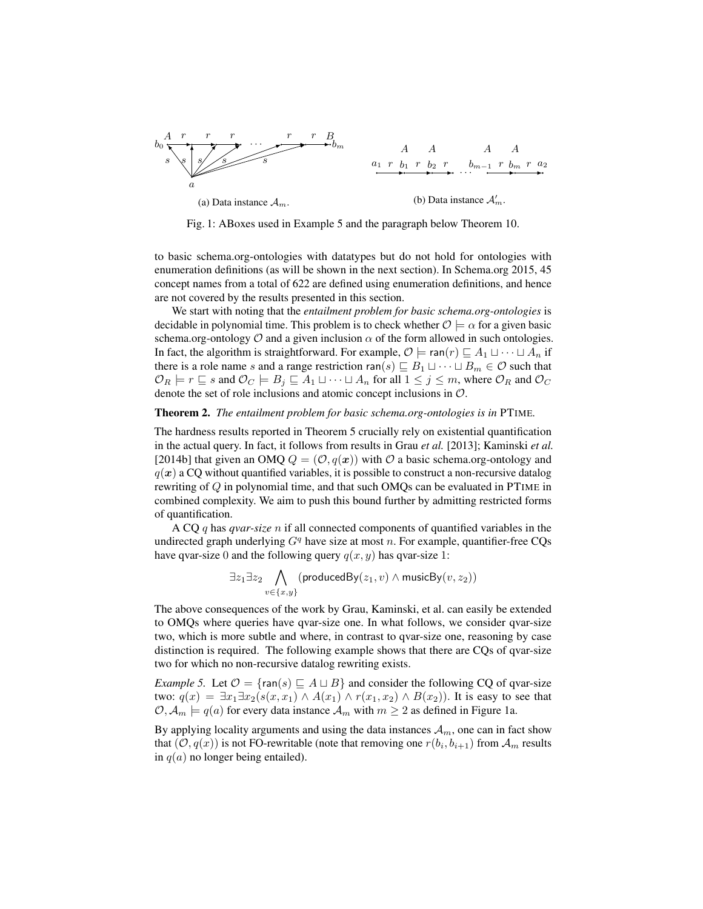(a) Data instance $\mathcal{A}_m$.

(b) Data instance $\mathcal{A}'_m$.

Fig. 1: ABoxes used in Example 5 and the paragraph below Theorem 10.

to basic schema.org-ontologies with datatypes but do not hold for ontologies with enumeration definitions (as will be shown in the next section). In Schema.org 2015, 45 concept names from a total of 622 are defined using enumeration definitions, and hence are not covered by the results presented in this section.

We start with noting that the *entailment problem for basic schema.org-ontologies* is decidable in polynomial time. This problem is to check whether $\mathcal{O} \models \alpha$ for a given basic schema.org-ontology $\mathcal{O}$ and a given inclusion $\alpha$ of the form allowed in such ontologies. In fact, the algorithm is straightforward. For example, $\mathcal{O} \models \mathsf{ran}(r) \sqsubseteq A_1 \sqcup \cdots \sqcup A_n$ if there is a role name $s$ and a range restriction $\mathsf{ran}(s) \sqsubseteq B_1 \sqcup \cdots \sqcup B_m \in \mathcal{O}$ such that $\mathcal{O}_R \models r \sqsubseteq s$ and $\mathcal{O}_C \models B_j \sqsubseteq A_1 \sqcup \cdots \sqcup A_n$ for all $1 \leq j \leq m$, where $\mathcal{O}_R$ and $\mathcal{O}_C$ denote the set of role inclusions and atomic concept inclusions in $\mathcal{O}$.

**Theorem 2.** *The entailment problem for basic schema.org-ontologies is in* PTIME*.*

The hardness results reported in Theorem 5 crucially rely on existential quantification in the actual query. In fact, it follows from results in Grau *et al.* [2013]; Kaminski *et al.* [2014b] that given an OMQ $Q = (\mathcal{O}, q(\boldsymbol{x}))$ with $\mathcal{O}$ a basic schema.org-ontology and $q(\boldsymbol{x})$ a CQ without quantified variables, it is possible to construct a non-recursive datalog rewriting of $Q$ in polynomial time, and that such OMQs can be evaluated in PTIME in combined complexity. We aim to push this bound further by admitting restricted forms of quantification.

A CQ $q$ has *qvar-size* $n$ if all connected components of quantified variables in the undirected graph underlying $G^q$ have size at most $n$. For example, quantifier-free CQs have qvar-size 0 and the following query $q(x, y)$ has qvar-size 1:

$$\exists z_1 \exists z_2 \bigwedge_{v \in \{x,y\}} (\mathsf{producedBy}(z_1, v) \wedge \mathsf{musicBy}(v, z_2))$$

The above consequences of the work by Grau, Kaminski, et al. can easily be extended to OMQs where queries have qvar-size one. In what follows, we consider qvar-size two, which is more subtle and where, in contrast to qvar-size one, reasoning by case distinction is required. The following example shows that there are CQs of qvar-size two for which no non-recursive datalog rewriting exists.

*Example 5.* Let $\mathcal{O} = \{\mathsf{ran}(s) \sqsubseteq A \sqcup B\}$ and consider the following CQ of qvar-size two: $q(x) = \exists x_1 \exists x_2 (s(x, x_1) \wedge A(x_1) \wedge r(x_1, x_2) \wedge B(x_2))$. It is easy to see that $\mathcal{O}, \mathcal{A}_m \models q(a)$ for every data instance $\mathcal{A}_m$ with $m \geq 2$ as defined in Figure 1a.

By applying locality arguments and using the data instances $\mathcal{A}_m$, one can in fact show that $(\mathcal{O}, q(x))$ is not FO-rewritable (note that removing one $r(b_i, b_{i+1})$ from $\mathcal{A}_m$ results in $q(a)$ no longer being entailed).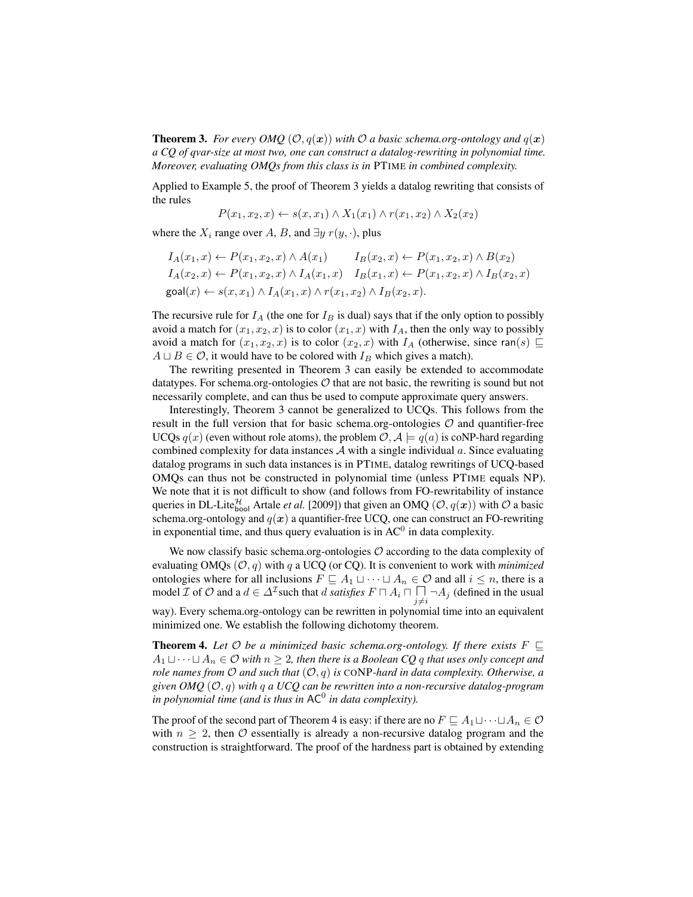**Theorem 3.** *For every OMQ $(\mathcal{O}, q(\boldsymbol{x}))$ with $\mathcal{O}$ a basic schema.org-ontology and $q(\boldsymbol{x})$ a CQ of qvar-size at most two, one can construct a datalog-rewriting in polynomial time. Moreover, evaluating OMQs from this class is in* PTIME *in combined complexity.*

Applied to Example 5, the proof of Theorem 3 yields a datalog rewriting that consists of the rules

$$P(x_1, x_2, x) \leftarrow s(x, x_1) \wedge X_1(x_1) \wedge r(x_1, x_2) \wedge X_2(x_2)$$

where the $X_i$ range over $A$, $B$, and $\exists y\, r(y, \cdot)$, plus

$$\begin{array}{ll} I_A(x_1, x) \leftarrow P(x_1, x_2, x) \wedge A(x_1) & I_B(x_2, x) \leftarrow P(x_1, x_2, x) \wedge B(x_2) \\ I_A(x_2, x) \leftarrow P(x_1, x_2, x) \wedge I_A(x_1, x) & I_B(x_1, x) \leftarrow P(x_1, x_2, x) \wedge I_B(x_2, x) \\ \mathsf{goal}(x) \leftarrow s(x, x_1) \wedge I_A(x_1, x) \wedge r(x_1, x_2) \wedge I_B(x_2, x). & \end{array}$$

The recursive rule for $I_A$ (the one for $I_B$ is dual) says that if the only option to possibly avoid a match for $(x_1, x_2, x)$ is to color $(x_1, x)$ with $I_A$, then the only way to possibly avoid a match for $(x_1, x_2, x)$ is to color $(x_2, x)$ with $I_A$ (otherwise, since $\mathsf{ran}(s) \sqsubseteq A \sqcup B \in \mathcal{O}$, it would have to be colored with $I_B$ which gives a match).

The rewriting presented in Theorem 3 can easily be extended to accommodate datatypes. For schema.org-ontologies $\mathcal{O}$ that are not basic, the rewriting is sound but not necessarily complete, and can thus be used to compute approximate query answers.

Interestingly, Theorem 3 cannot be generalized to UCQs. This follows from the result in the full version that for basic schema.org-ontologies $\mathcal{O}$ and quantifier-free UCQs $q(x)$ (even without role atoms), the problem $\mathcal{O}, \mathcal{A} \models q(a)$ is coNP-hard regarding combined complexity for data instances $\mathcal{A}$ with a single individual $a$. Since evaluating datalog programs in such data instances is in PTIME, datalog rewritings of UCQ-based OMQs can thus not be constructed in polynomial time (unless PTIME equals NP). We note that it is not difficult to show (and follows from FO-rewritability of instance queries in DL-Lite$^{\mathcal{H}}_{\mathsf{bool}}$ Artale *et al.* [2009]) that given an OMQ $(\mathcal{O}, q(\boldsymbol{x}))$ with $\mathcal{O}$ a basic schema.org-ontology and $q(\boldsymbol{x})$ a quantifier-free UCQ, one can construct an FO-rewriting in exponential time, and thus query evaluation is in $\mathsf{AC}^0$ in data complexity.

We now classify basic schema.org-ontologies $\mathcal{O}$ according to the data complexity of evaluating OMQs $(\mathcal{O}, q)$ with $q$ a UCQ (or CQ). It is convenient to work with *minimized* ontologies where for all inclusions $F \sqsubseteq A_1 \sqcup \cdots \sqcup A_n \in \mathcal{O}$ and all $i \leq n$, there is a model $\mathcal{I}$ of $\mathcal{O}$ and a $d \in \Delta^{\mathcal{I}}$ such that $d$ *satisfies* $F \sqcap A_i \sqcap \bigsqcap_{j \neq i} \neg A_j$ (defined in the usual way). Every schema.org-ontology can be rewritten in polynomial time into an equivalent minimized one. We establish the following dichotomy theorem.

**Theorem 4.** *Let $\mathcal{O}$ be a minimized basic schema.org-ontology. If there exists $F \sqsubseteq A_1 \sqcup \cdots \sqcup A_n \in \mathcal{O}$ with $n \geq 2$, then there is a Boolean CQ $q$ that uses only concept and role names from $\mathcal{O}$ and such that $(\mathcal{O}, q)$ is* CONP*-hard in data complexity. Otherwise, a given OMQ $(\mathcal{O}, q)$ with $q$ a UCQ can be rewritten into a non-recursive datalog-program in polynomial time (and is thus in $\mathsf{AC}^0$ in data complexity).*

The proof of the second part of Theorem 4 is easy: if there are no $F \sqsubseteq A_1 \sqcup \cdots \sqcup A_n \in \mathcal{O}$ with $n \geq 2$, then $\mathcal{O}$ essentially is already a non-recursive datalog program and the construction is straightforward. The proof of the hardness part is obtained by extending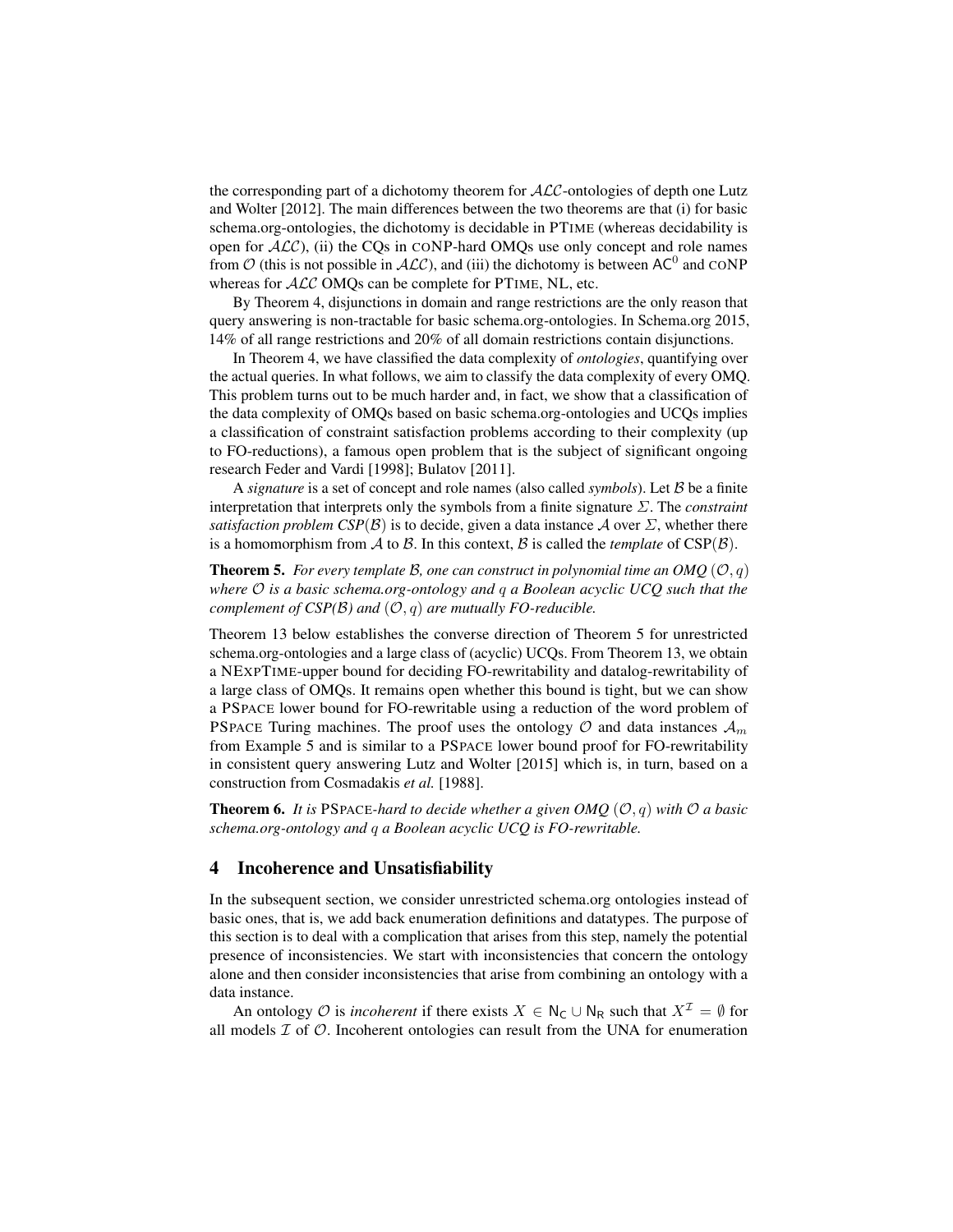the corresponding part of a dichotomy theorem for $\mathcal{ALC}$-ontologies of depth one Lutz and Wolter [2012]. The main differences between the two theorems are that (i) for basic schema.org-ontologies, the dichotomy is decidable in PTIME (whereas decidability is open for $\mathcal{ALC}$), (ii) the CQs in CONP-hard OMQs use only concept and role names from $\mathcal{O}$ (this is not possible in $\mathcal{ALC}$), and (iii) the dichotomy is between $\mathsf{AC}^0$ and CONP whereas for $\mathcal{ALC}$ OMQs can be complete for PTIME, NL, etc.

By Theorem 4, disjunctions in domain and range restrictions are the only reason that query answering is non-tractable for basic schema.org-ontologies. In Schema.org 2015, 14% of all range restrictions and 20% of all domain restrictions contain disjunctions.

In Theorem 4, we have classified the data complexity of *ontologies*, quantifying over the actual queries. In what follows, we aim to classify the data complexity of every OMQ. This problem turns out to be much harder and, in fact, we show that a classification of the data complexity of OMQs based on basic schema.org-ontologies and UCQs implies a classification of constraint satisfaction problems according to their complexity (up to FO-reductions), a famous open problem that is the subject of significant ongoing research Feder and Vardi [1998]; Bulatov [2011].

A *signature* is a set of concept and role names (also called *symbols*). Let $\mathcal{B}$ be a finite interpretation that interprets only the symbols from a finite signature $\Sigma$. The *constraint satisfaction problem CSP*($\mathcal{B}$) is to decide, given a data instance $\mathcal{A}$ over $\Sigma$, whether there is a homomorphism from $\mathcal{A}$ to $\mathcal{B}$. In this context, $\mathcal{B}$ is called the *template* of CSP($\mathcal{B}$).

**Theorem 5.** *For every template $\mathcal{B}$, one can construct in polynomial time an OMQ $(\mathcal{O}, q)$ where $\mathcal{O}$ is a basic schema.org-ontology and $q$ a Boolean acyclic UCQ such that the complement of CSP($\mathcal{B}$) and $(\mathcal{O}, q)$ are mutually FO-reducible.*

Theorem 13 below establishes the converse direction of Theorem 5 for unrestricted schema.org-ontologies and a large class of (acyclic) UCQs. From Theorem 13, we obtain a NEXPTIME-upper bound for deciding FO-rewritability and datalog-rewritability of a large class of OMQs. It remains open whether this bound is tight, but we can show a PSPACE lower bound for FO-rewritable using a reduction of the word problem of PSPACE Turing machines. The proof uses the ontology $\mathcal{O}$ and data instances $\mathcal{A}_m$ from Example 5 and is similar to a PSPACE lower bound proof for FO-rewritability in consistent query answering Lutz and Wolter [2015] which is, in turn, based on a construction from Cosmadakis *et al.* [1988].

**Theorem 6.** *It is* PSPACE*-hard to decide whether a given OMQ $(\mathcal{O}, q)$ with $\mathcal{O}$ a basic schema.org-ontology and $q$ a Boolean acyclic UCQ is FO-rewritable.*

## 4 Incoherence and Unsatisfiability

In the subsequent section, we consider unrestricted schema.org ontologies instead of basic ones, that is, we add back enumeration definitions and datatypes. The purpose of this section is to deal with a complication that arises from this step, namely the potential presence of inconsistencies. We start with inconsistencies that concern the ontology alone and then consider inconsistencies that arise from combining an ontology with a data instance.

An ontology $\mathcal{O}$ is *incoherent* if there exists $X \in \mathsf{N_C} \cup \mathsf{N_R}$ such that $X^\mathcal{I} = \emptyset$ for all models $\mathcal{I}$ of $\mathcal{O}$. Incoherent ontologies can result from the UNA for enumeration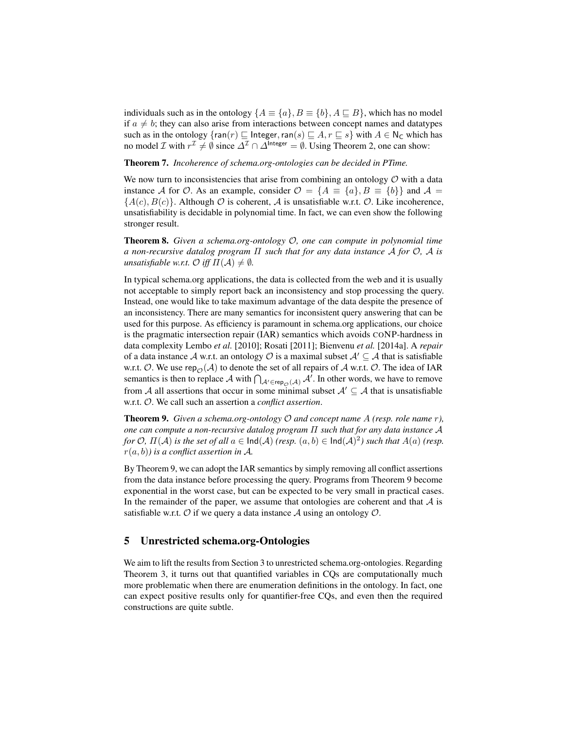individuals such as in the ontology $\{A \equiv \{a\}, B \equiv \{b\}, A \sqsubseteq B\}$, which has no model if $a \neq b$; they can also arise from interactions between concept names and datatypes such as in the ontology $\{\mathsf{ran}(r) \sqsubseteq \mathsf{Integer}, \mathsf{ran}(s) \sqsubseteq A, r \sqsubseteq s\}$ with $A \in \mathsf{N_C}$ which has no model $\mathcal{I}$ with $r^\mathcal{I} \neq \emptyset$ since $\Delta^\mathcal{I} \cap \Delta^{\mathsf{Integer}} = \emptyset$. Using Theorem 2, one can show:

**Theorem 7.** *Incoherence of schema.org-ontologies can be decided in PTime.*

We now turn to inconsistencies that arise from combining an ontology $\mathcal{O}$ with a data instance $\mathcal{A}$ for $\mathcal{O}$. As an example, consider $\mathcal{O} = \{A \equiv \{a\}, B \equiv \{b\}\}$ and $\mathcal{A} = \{A(c), B(c)\}$. Although $\mathcal{O}$ is coherent, $\mathcal{A}$ is unsatisfiable w.r.t. $\mathcal{O}$. Like incoherence, unsatisfiability is decidable in polynomial time. In fact, we can even show the following stronger result.

**Theorem 8.** *Given a schema.org-ontology $\mathcal{O}$, one can compute in polynomial time a non-recursive datalog program $\Pi$ such that for any data instance $\mathcal{A}$ for $\mathcal{O}$, $\mathcal{A}$ is unsatisfiable w.r.t. $\mathcal{O}$ iff $\Pi(\mathcal{A}) \neq \emptyset$.*

In typical schema.org applications, the data is collected from the web and it is usually not acceptable to simply report back an inconsistency and stop processing the query. Instead, one would like to take maximum advantage of the data despite the presence of an inconsistency. There are many semantics for inconsistent query answering that can be used for this purpose. As efficiency is paramount in schema.org applications, our choice is the pragmatic intersection repair (IAR) semantics which avoids coNP-hardness in data complexity Lembo *et al.* [2010]; Rosati [2011]; Bienvenu *et al.* [2014a]. A *repair* of a data instance $\mathcal{A}$ w.r.t. an ontology $\mathcal{O}$ is a maximal subset $\mathcal{A}' \subseteq \mathcal{A}$ that is satisfiable w.r.t. $\mathcal{O}$. We use $\mathsf{rep}_\mathcal{O}(\mathcal{A})$ to denote the set of all repairs of $\mathcal{A}$ w.r.t. $\mathcal{O}$. The idea of IAR semantics is then to replace $\mathcal{A}$ with $\bigcap_{\mathcal{A}' \in \mathsf{rep}_\mathcal{O}(\mathcal{A})} \mathcal{A}'$. In other words, we have to remove from $\mathcal{A}$ all assertions that occur in some minimal subset $\mathcal{A}' \subseteq \mathcal{A}$ that is unsatisfiable w.r.t. $\mathcal{O}$. We call such an assertion a *conflict assertion*.

**Theorem 9.** *Given a schema.org-ontology $\mathcal{O}$ and concept name $A$ (resp. role name $r$), one can compute a non-recursive datalog program $\Pi$ such that for any data instance $\mathcal{A}$ for $\mathcal{O}$, $\Pi(\mathcal{A})$ is the set of all $a \in \mathsf{Ind}(\mathcal{A})$ (resp. $(a, b) \in \mathsf{Ind}(\mathcal{A})^2$) such that $A(a)$ (resp. $r(a, b)$) is a conflict assertion in $\mathcal{A}$.*

By Theorem 9, we can adopt the IAR semantics by simply removing all conflict assertions from the data instance before processing the query. Programs from Theorem 9 become exponential in the worst case, but can be expected to be very small in practical cases. In the remainder of the paper, we assume that ontologies are coherent and that $\mathcal{A}$ is satisfiable w.r.t. $\mathcal{O}$ if we query a data instance $\mathcal{A}$ using an ontology $\mathcal{O}$.

## 5 Unrestricted schema.org-Ontologies

We aim to lift the results from Section 3 to unrestricted schema.org-ontologies. Regarding Theorem 3, it turns out that quantified variables in CQs are computationally much more problematic when there are enumeration definitions in the ontology. In fact, one can expect positive results only for quantifier-free CQs, and even then the required constructions are quite subtle.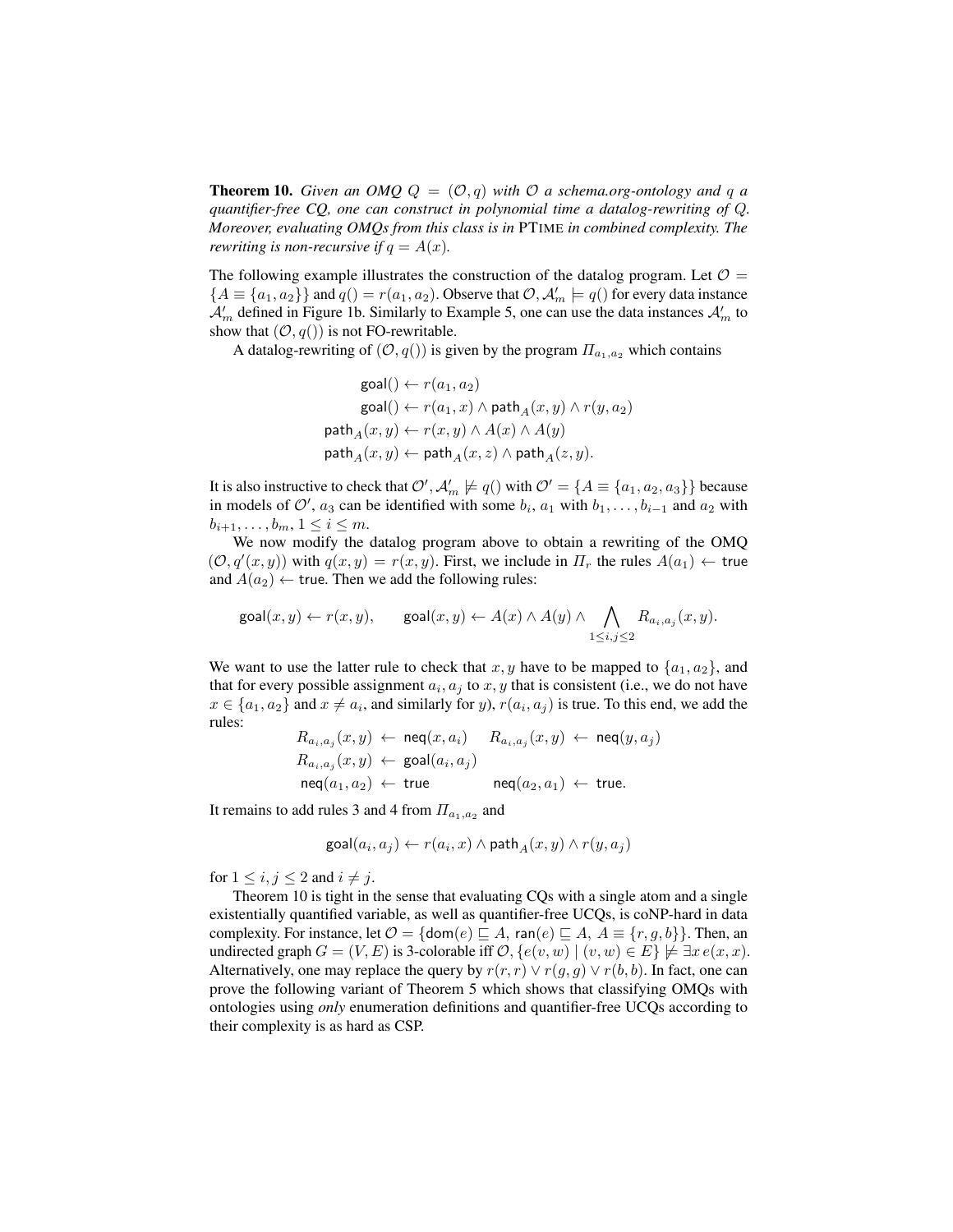**Theorem 10.** *Given an OMQ $Q = (\mathcal{O}, q)$ with $\mathcal{O}$ a schema.org-ontology and $q$ a quantifier-free CQ, one can construct in polynomial time a datalog-rewriting of $Q$. Moreover, evaluating OMQs from this class is in* PTIME *in combined complexity. The rewriting is non-recursive if $q = A(x)$.*

The following example illustrates the construction of the datalog program. Let $\mathcal{O} = \{A \equiv \{a_1, a_2\}\}$ and $q() = r(a_1, a_2)$. Observe that $\mathcal{O}, \mathcal{A}'_m \models q()$ for every data instance $\mathcal{A}'_m$ defined in Figure 1b. Similarly to Example 5, one can use the data instances $\mathcal{A}'_m$ to show that $(\mathcal{O}, q())$ is not FO-rewritable.

A datalog-rewriting of $(\mathcal{O}, q())$ is given by the program $\Pi_{a_1,a_2}$ which contains

$$
\begin{aligned}
\mathsf{goal}() &\leftarrow r(a_1, a_2)\\
\mathsf{goal}() &\leftarrow r(a_1, x) \wedge \mathsf{path}_A(x, y) \wedge r(y, a_2)\\
\mathsf{path}_A(x, y) &\leftarrow r(x, y) \wedge A(x) \wedge A(y)\\
\mathsf{path}_A(x, y) &\leftarrow \mathsf{path}_A(x, z) \wedge \mathsf{path}_A(z, y).
\end{aligned}
$$

It is also instructive to check that $\mathcal{O}', \mathcal{A}'_m \not\models q()$ with $\mathcal{O}' = \{A \equiv \{a_1, a_2, a_3\}\}$ because in models of $\mathcal{O}'$, $a_3$ can be identified with some $b_i$, $a_1$ with $b_1, \ldots, b_{i-1}$ and $a_2$ with $b_{i+1}, \ldots, b_m$, $1 \leq i \leq m$.

We now modify the datalog program above to obtain a rewriting of the OMQ $(\mathcal{O}, q'(x, y))$ with $q(x, y) = r(x, y)$. First, we include in $\Pi_r$ the rules $A(a_1) \leftarrow \mathsf{true}$ and $A(a_2) \leftarrow \mathsf{true}$. Then we add the following rules:

$$
\mathsf{goal}(x, y) \leftarrow r(x, y), \qquad \mathsf{goal}(x, y) \leftarrow A(x) \wedge A(y) \wedge \bigwedge_{1 \leq i,j \leq 2} R_{a_i,a_j}(x, y).
$$

We want to use the latter rule to check that $x, y$ have to be mapped to $\{a_1, a_2\}$, and that for every possible assignment $a_i, a_j$ to $x, y$ that is consistent (i.e., we do not have $x \in \{a_1, a_2\}$ and $x \neq a_i$, and similarly for $y$), $r(a_i, a_j)$ is true. To this end, we add the rules:

$$
\begin{aligned}
R_{a_i,a_j}(x, y) &\leftarrow \mathsf{neq}(x, a_i) \qquad R_{a_i,a_j}(x, y) \leftarrow \mathsf{neq}(y, a_j)\\
R_{a_i,a_j}(x, y) &\leftarrow \mathsf{goal}(a_i, a_j)\\
\mathsf{neq}(a_1, a_2) &\leftarrow \mathsf{true} \qquad\qquad \mathsf{neq}(a_2, a_1) \leftarrow \mathsf{true}.
\end{aligned}
$$

It remains to add rules 3 and 4 from $\Pi_{a_1,a_2}$ and

$$
\mathsf{goal}(a_i, a_j) \leftarrow r(a_i, x) \wedge \mathsf{path}_A(x, y) \wedge r(y, a_j)
$$

for $1 \leq i, j \leq 2$ and $i \neq j$.

Theorem 10 is tight in the sense that evaluating CQs with a single atom and a single existentially quantified variable, as well as quantifier-free UCQs, is coNP-hard in data complexity. For instance, let $\mathcal{O} = \{\mathsf{dom}(e) \sqsubseteq A,\ \mathsf{ran}(e) \sqsubseteq A,\ A \equiv \{r, g, b\}\}$. Then, an undirected graph $G = (V, E)$ is 3-colorable iff $\mathcal{O}, \{e(v, w) \mid (v, w) \in E\} \not\models \exists x\, e(x, x)$. Alternatively, one may replace the query by $r(r, r) \vee r(g, g) \vee r(b, b)$. In fact, one can prove the following variant of Theorem 5 which shows that classifying OMQs with ontologies using *only* enumeration definitions and quantifier-free UCQs according to their complexity is as hard as CSP.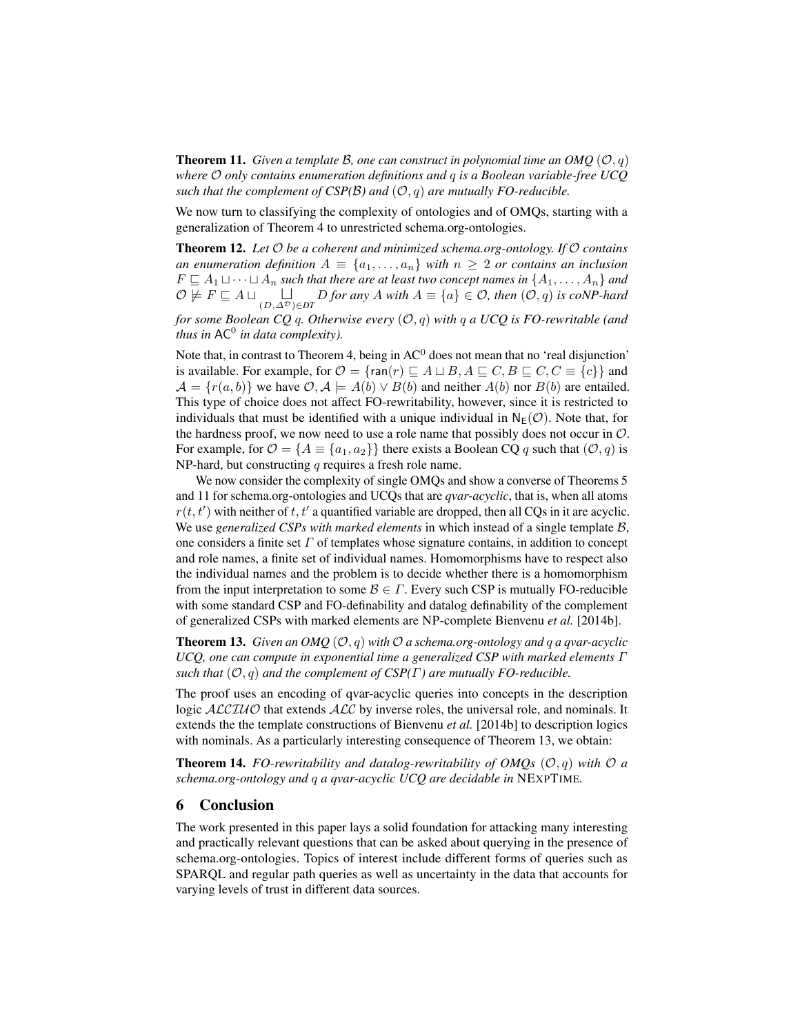**Theorem 11.** *Given a template $\mathcal{B}$, one can construct in polynomial time an OMQ $(\mathcal{O}, q)$ where $\mathcal{O}$ only contains enumeration definitions and $q$ is a Boolean variable-free UCQ such that the complement of CSP($\mathcal{B}$) and $(\mathcal{O}, q)$ are mutually FO-reducible.*

We now turn to classifying the complexity of ontologies and of OMQs, starting with a generalization of Theorem 4 to unrestricted schema.org-ontologies.

**Theorem 12.** *Let $\mathcal{O}$ be a coherent and minimized schema.org-ontology. If $\mathcal{O}$ contains an enumeration definition $A \equiv \{a_1, \dots, a_n\}$ with $n \geq 2$ or contains an inclusion $F \sqsubseteq A_1 \sqcup \dots \sqcup A_n$ such that there are at least two concept names in $\{A_1, \dots, A_n\}$ and $\mathcal{O} \not\models F \sqsubseteq A \sqcup \bigsqcup_{(D, \Delta^{\mathcal{D}}) \in DT} D$ for any $A$ with $A \equiv \{a\} \in \mathcal{O}$, then $(\mathcal{O}, q)$ is coNP-hard for some Boolean CQ $q$. Otherwise every $(\mathcal{O}, q)$ with $q$ a UCQ is FO-rewritable (and thus in $\mathsf{AC}^0$ in data complexity).*

Note that, in contrast to Theorem 4, being in $\mathrm{AC}^0$ does not mean that no 'real disjunction' is available. For example, for $\mathcal{O} = \{\mathsf{ran}(r) \sqsubseteq A \sqcup B, A \sqsubseteq C, B \sqsubseteq C, C \equiv \{c\}\}$ and $\mathcal{A} = \{r(a, b)\}$ we have $\mathcal{O}, \mathcal{A} \models A(b) \vee B(b)$ and neither $A(b)$ nor $B(b)$ are entailed. This type of choice does not affect FO-rewritability, however, since it is restricted to individuals that must be identified with a unique individual in $\mathsf{N}_\mathsf{E}(\mathcal{O})$. Note that, for the hardness proof, we now need to use a role name that possibly does not occur in $\mathcal{O}$. For example, for $\mathcal{O} = \{A \equiv \{a_1, a_2\}\}$ there exists a Boolean CQ $q$ such that $(\mathcal{O}, q)$ is NP-hard, but constructing $q$ requires a fresh role name.

We now consider the complexity of single OMQs and show a converse of Theorems 5 and 11 for schema.org-ontologies and UCQs that are *qvar-acyclic*, that is, when all atoms $r(t, t')$ with neither of $t, t'$ a quantified variable are dropped, then all CQs in it are acyclic. We use *generalized CSPs with marked elements* in which instead of a single template $\mathcal{B}$, one considers a finite set $\Gamma$ of templates whose signature contains, in addition to concept and role names, a finite set of individual names. Homomorphisms have to respect also the individual names and the problem is to decide whether there is a homomorphism from the input interpretation to some $\mathcal{B} \in \Gamma$. Every such CSP is mutually FO-reducible with some standard CSP and FO-definability and datalog definability of the complement of generalized CSPs with marked elements are NP-complete Bienvenu *et al.* [2014b].

**Theorem 13.** *Given an OMQ $(\mathcal{O}, q)$ with $\mathcal{O}$ a schema.org-ontology and $q$ a qvar-acyclic UCQ, one can compute in exponential time a generalized CSP with marked elements $\Gamma$ such that $(\mathcal{O}, q)$ and the complement of CSP($\Gamma$) are mutually FO-reducible.*

The proof uses an encoding of qvar-acyclic queries into concepts in the description logic $\mathcal{ALCIUO}$ that extends $\mathcal{ALC}$ by inverse roles, the universal role, and nominals. It extends the the template constructions of Bienvenu *et al.* [2014b] to description logics with nominals. As a particularly interesting consequence of Theorem 13, we obtain:

**Theorem 14.** *FO-rewritability and datalog-rewritability of OMQs $(\mathcal{O}, q)$ with $\mathcal{O}$ a schema.org-ontology and $q$ a qvar-acyclic UCQ are decidable in* NExpTime*.*

## 6 Conclusion

The work presented in this paper lays a solid foundation for attacking many interesting and practically relevant questions that can be asked about querying in the presence of schema.org-ontologies. Topics of interest include different forms of queries such as SPARQL and regular path queries as well as uncertainty in the data that accounts for varying levels of trust in different data sources.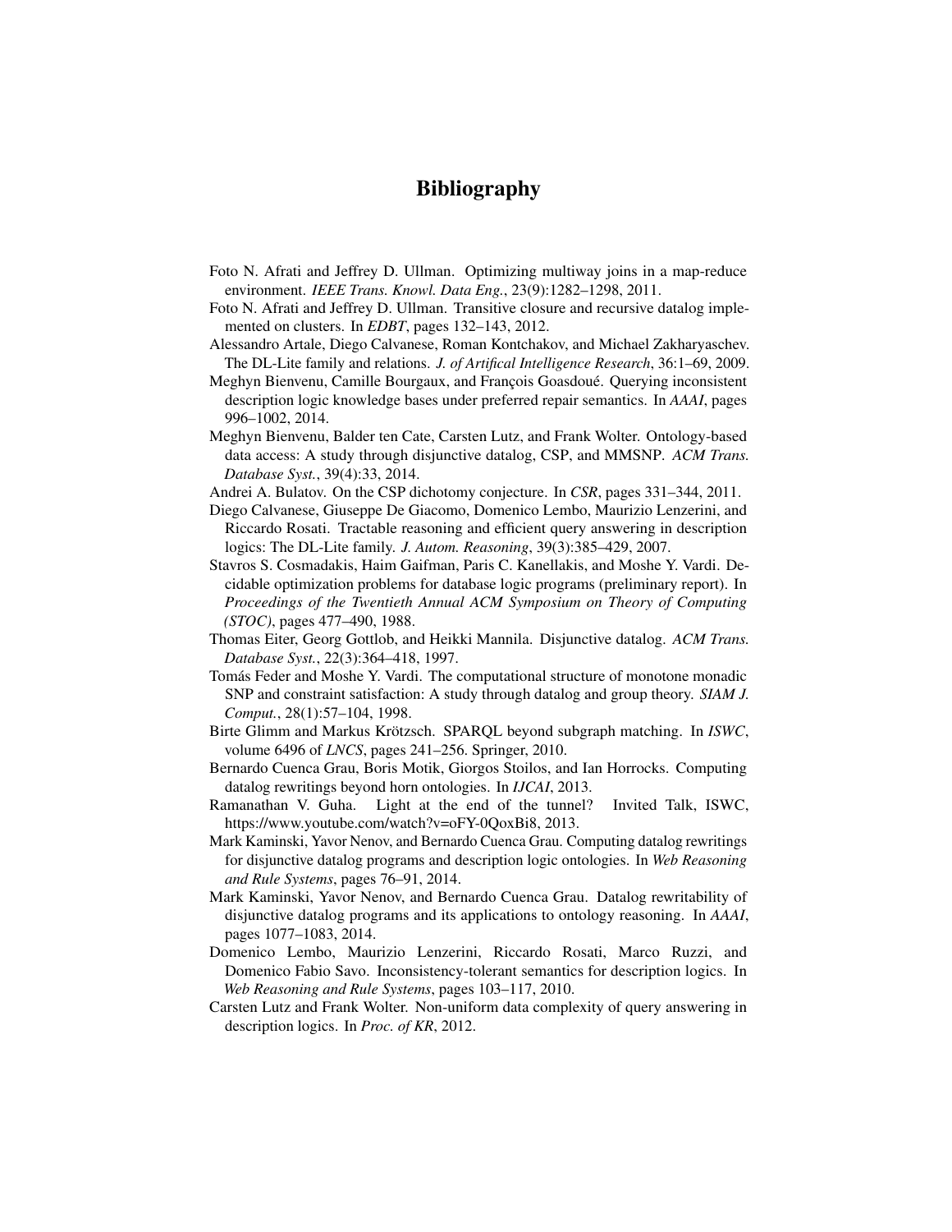# Bibliography

Foto N. Afrati and Jeffrey D. Ullman. Optimizing multiway joins in a map-reduce environment. *IEEE Trans. Knowl. Data Eng.*, 23(9):1282–1298, 2011.

Foto N. Afrati and Jeffrey D. Ullman. Transitive closure and recursive datalog implemented on clusters. In *EDBT*, pages 132–143, 2012.

Alessandro Artale, Diego Calvanese, Roman Kontchakov, and Michael Zakharyaschev. The DL-Lite family and relations. *J. of Artifical Intelligence Research*, 36:1–69, 2009.

Meghyn Bienvenu, Camille Bourgaux, and François Goasdoué. Querying inconsistent description logic knowledge bases under preferred repair semantics. In *AAAI*, pages 996–1002, 2014.

Meghyn Bienvenu, Balder ten Cate, Carsten Lutz, and Frank Wolter. Ontology-based data access: A study through disjunctive datalog, CSP, and MMSNP. *ACM Trans. Database Syst.*, 39(4):33, 2014.

Andrei A. Bulatov. On the CSP dichotomy conjecture. In *CSR*, pages 331–344, 2011.

Diego Calvanese, Giuseppe De Giacomo, Domenico Lembo, Maurizio Lenzerini, and Riccardo Rosati. Tractable reasoning and efficient query answering in description logics: The DL-Lite family. *J. Autom. Reasoning*, 39(3):385–429, 2007.

Stavros S. Cosmadakis, Haim Gaifman, Paris C. Kanellakis, and Moshe Y. Vardi. Decidable optimization problems for database logic programs (preliminary report). In *Proceedings of the Twentieth Annual ACM Symposium on Theory of Computing (STOC)*, pages 477–490, 1988.

Thomas Eiter, Georg Gottlob, and Heikki Mannila. Disjunctive datalog. *ACM Trans. Database Syst.*, 22(3):364–418, 1997.

Tomás Feder and Moshe Y. Vardi. The computational structure of monotone monadic SNP and constraint satisfaction: A study through datalog and group theory. *SIAM J. Comput.*, 28(1):57–104, 1998.

Birte Glimm and Markus Krötzsch. SPARQL beyond subgraph matching. In *ISWC*, volume 6496 of *LNCS*, pages 241–256. Springer, 2010.

Bernardo Cuenca Grau, Boris Motik, Giorgos Stoilos, and Ian Horrocks. Computing datalog rewritings beyond horn ontologies. In *IJCAI*, 2013.

Ramanathan V. Guha. Light at the end of the tunnel? Invited Talk, ISWC, https://www.youtube.com/watch?v=oFY-0QoxBi8, 2013.

Mark Kaminski, Yavor Nenov, and Bernardo Cuenca Grau. Computing datalog rewritings for disjunctive datalog programs and description logic ontologies. In *Web Reasoning and Rule Systems*, pages 76–91, 2014.

Mark Kaminski, Yavor Nenov, and Bernardo Cuenca Grau. Datalog rewritability of disjunctive datalog programs and its applications to ontology reasoning. In *AAAI*, pages 1077–1083, 2014.

Domenico Lembo, Maurizio Lenzerini, Riccardo Rosati, Marco Ruzzi, and Domenico Fabio Savo. Inconsistency-tolerant semantics for description logics. In *Web Reasoning and Rule Systems*, pages 103–117, 2010.

Carsten Lutz and Frank Wolter. Non-uniform data complexity of query answering in description logics. In *Proc. of KR*, 2012.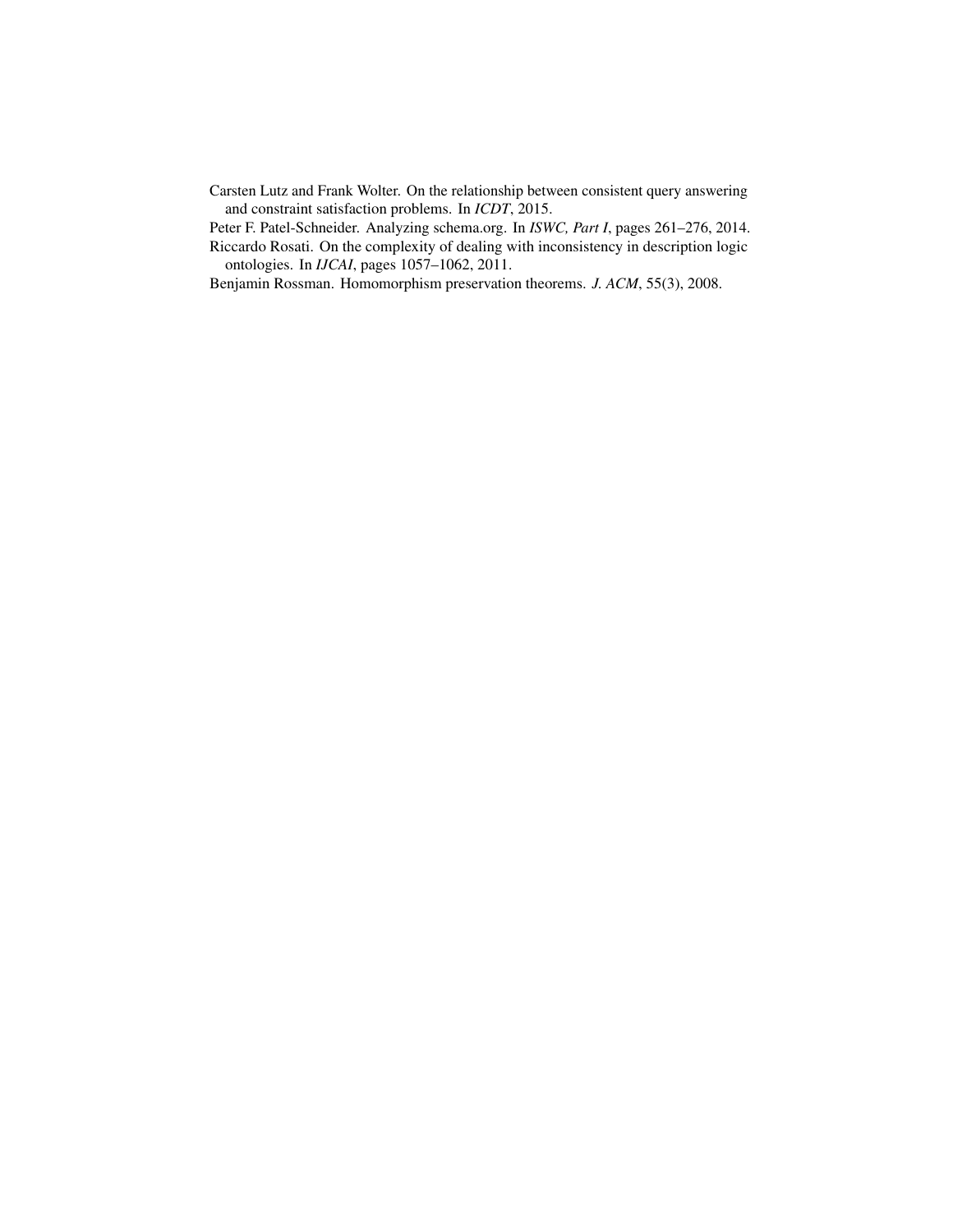Carsten Lutz and Frank Wolter. On the relationship between consistent query answering and constraint satisfaction problems. In *ICDT*, 2015.

Peter F. Patel-Schneider. Analyzing schema.org. In *ISWC, Part I*, pages 261–276, 2014.

Riccardo Rosati. On the complexity of dealing with inconsistency in description logic ontologies. In *IJCAI*, pages 1057–1062, 2011.

Benjamin Rossman. Homomorphism preservation theorems. *J. ACM*, 55(3), 2008.